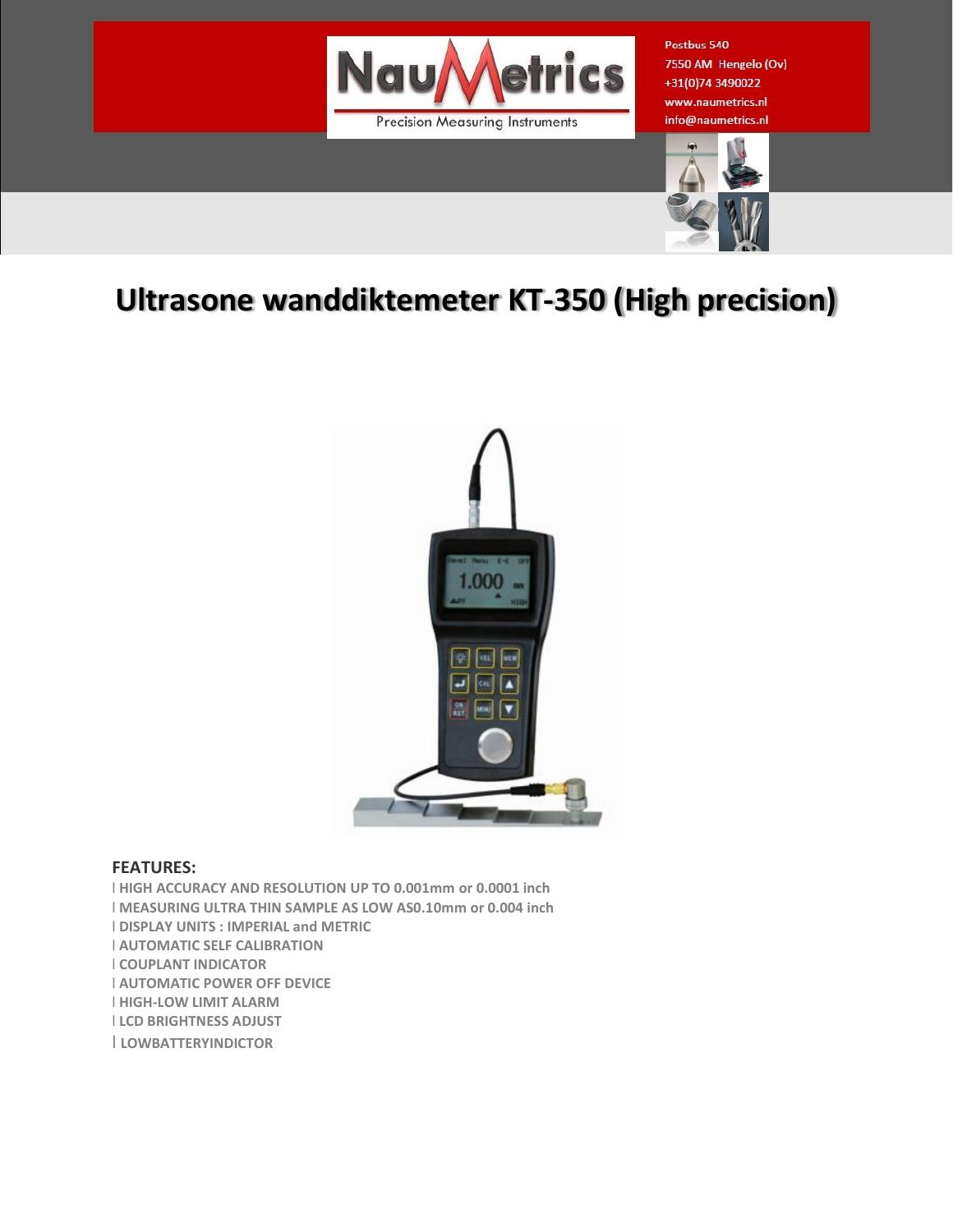Postbus 540
7550 AM Hengelo (Ov)
+31(0)74 3490022
www.naumetrics.nl
info@naumetrics.nl

# Ultrasone wanddiktemeter KT-350 (High precision)

**FEATURES:**

l HIGH ACCURACY AND RESOLUTION UP TO 0.001mm or 0.0001 inch
l MEASURING ULTRA THIN SAMPLE AS LOW AS0.10mm or 0.004 inch
l DISPLAY UNITS : IMPERIAL and METRIC
l AUTOMATIC SELF CALIBRATION
l COUPLANT INDICATOR
l AUTOMATIC POWER OFF DEVICE
l HIGH-LOW LIMIT ALARM
l LCD BRIGHTNESS ADJUST
l LOWBATTERYINDICTOR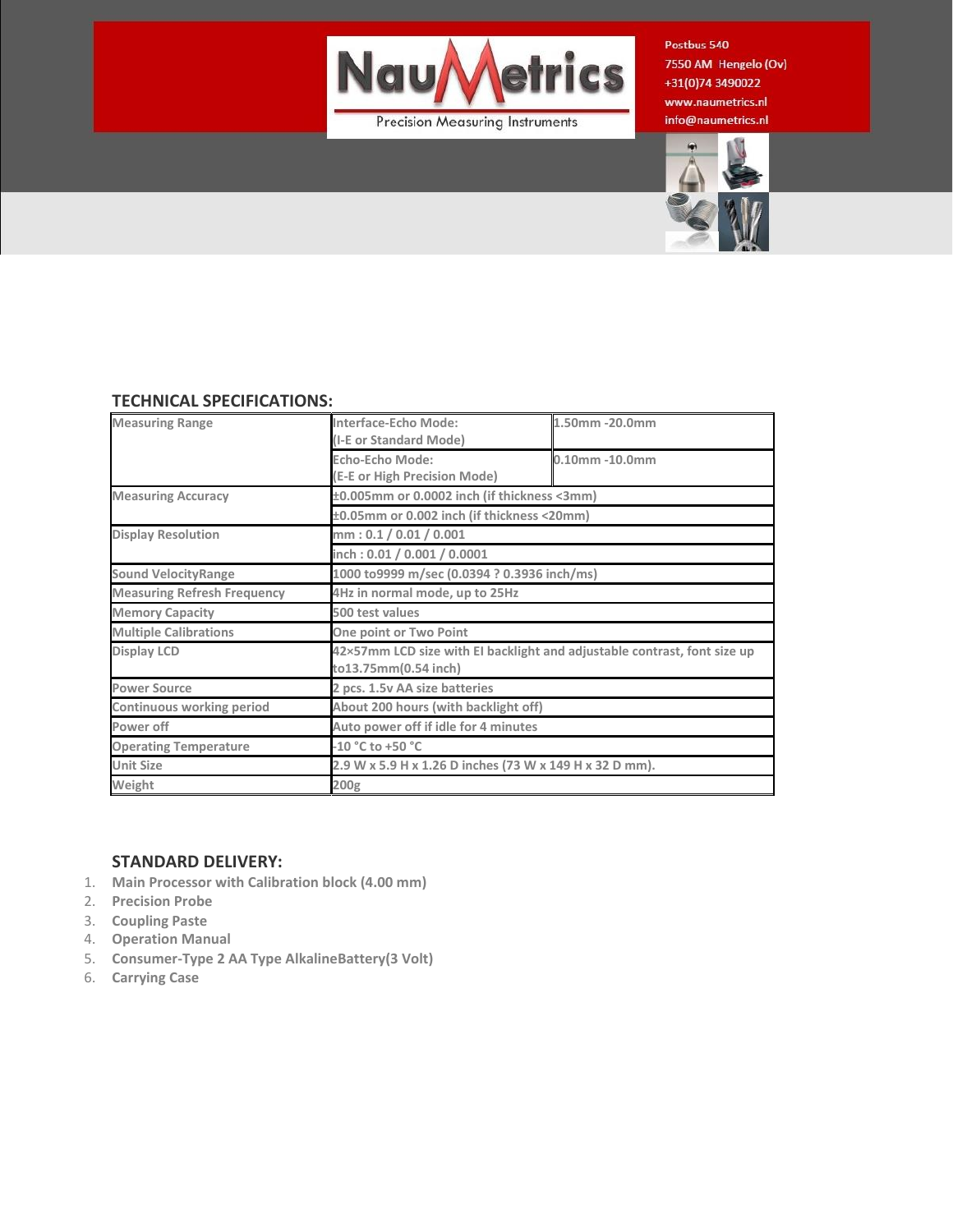Postbus 540
7550 AM Hengelo (Ov)
+31(0)74 3490022
www.naumetrics.nl
info@naumetrics.nl

## TECHNICAL SPECIFICATIONS:

| | | |
|---|---|---|
| Measuring Range | Interface-Echo Mode: (I-E or Standard Mode) | 1.50mm -20.0mm |
| | Echo-Echo Mode: (E-E or High Precision Mode) | 0.10mm -10.0mm |
| Measuring Accuracy | ±0.005mm or 0.0002 inch (if thickness <3mm) | |
| | ±0.05mm or 0.002 inch (if thickness <20mm) | |
| Display Resolution | mm : 0.1 / 0.01 / 0.001 | |
| | inch : 0.01 / 0.001 / 0.0001 | |
| Sound VelocityRange | 1000 to9999 m/sec (0.0394 ? 0.3936 inch/ms) | |
| Measuring Refresh Frequency | 4Hz in normal mode, up to 25Hz | |
| Memory Capacity | 500 test values | |
| Multiple Calibrations | One point or Two Point | |
| Display LCD | 42×57mm LCD size with El backlight and adjustable contrast, font size up to13.75mm(0.54 inch) | |
| Power Source | 2 pcs. 1.5v AA size batteries | |
| Continuous working period | About 200 hours (with backlight off) | |
| Power off | Auto power off if idle for 4 minutes | |
| Operating Temperature | -10 °C to +50 °C | |
| Unit Size | 2.9 W x 5.9 H x 1.26 D inches (73 W x 149 H x 32 D mm). | |
| Weight | 200g | |

## STANDARD DELIVERY:

1. Main Processor with Calibration block (4.00 mm)
2. Precision Probe
3. Coupling Paste
4. Operation Manual
5. Consumer-Type 2 AA Type AlkalineBattery(3 Volt)
6. Carrying Case